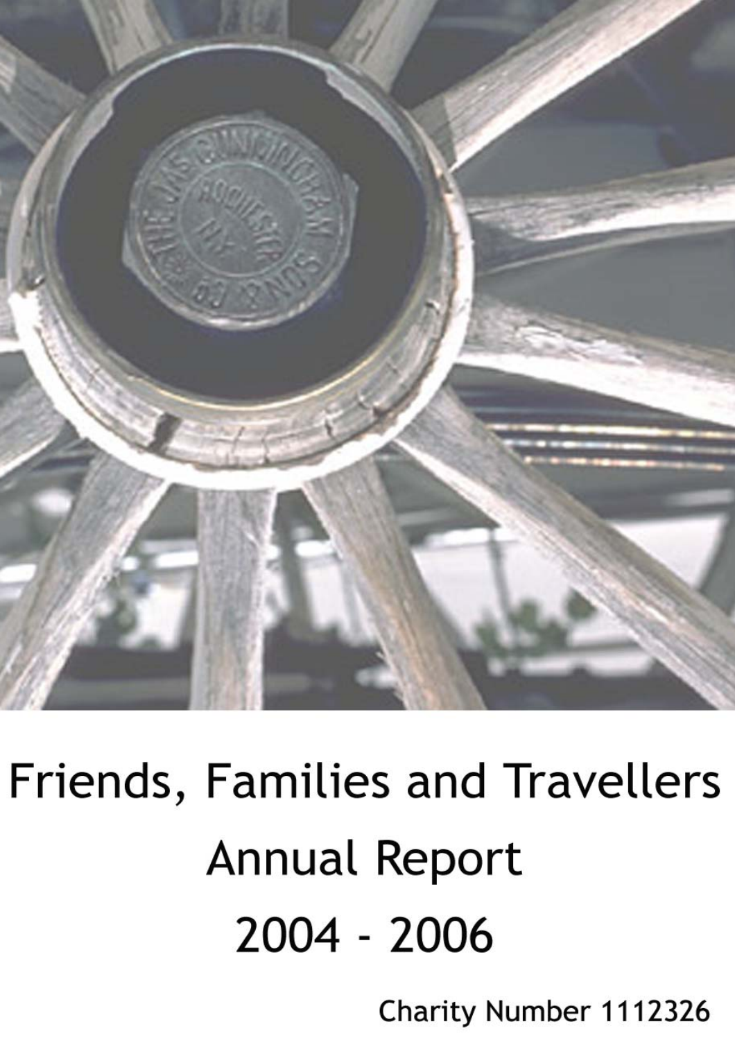# Friends, Families and Travellers

## Annual Report

## 2004 - 2006

Charity Number 1112326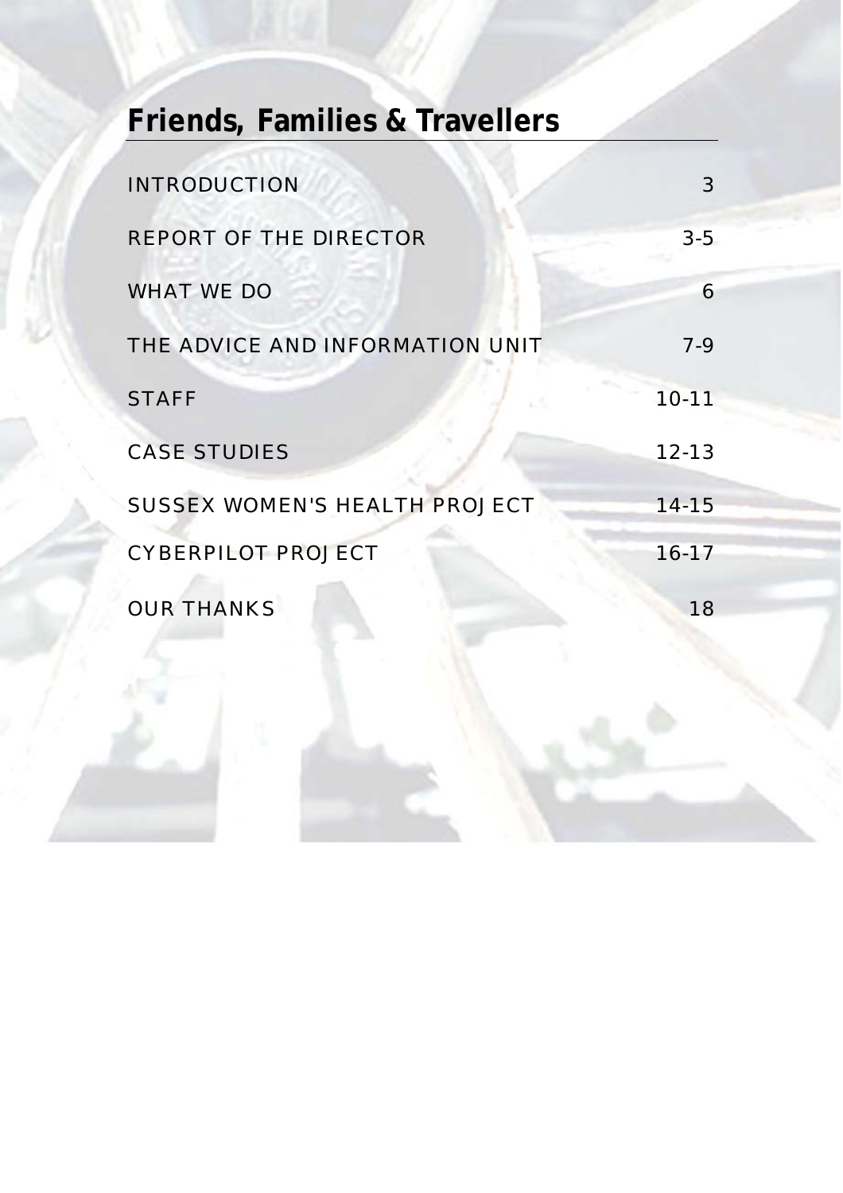# Friends, Families & Travellers

| | |
|---|---|
| INTRODUCTION | 3 |
| REPORT OF THE DIRECTOR | 3-5 |
| WHAT WE DO | 6 |
| THE ADVICE AND INFORMATION UNIT | 7-9 |
| STAFF | 10-11 |
| CASE STUDIES | 12-13 |
| SUSSEX WOMEN'S HEALTH PROJECT | 14-15 |
| CYBERPILOT PROJECT | 16-17 |
| OUR THANKS | 18 |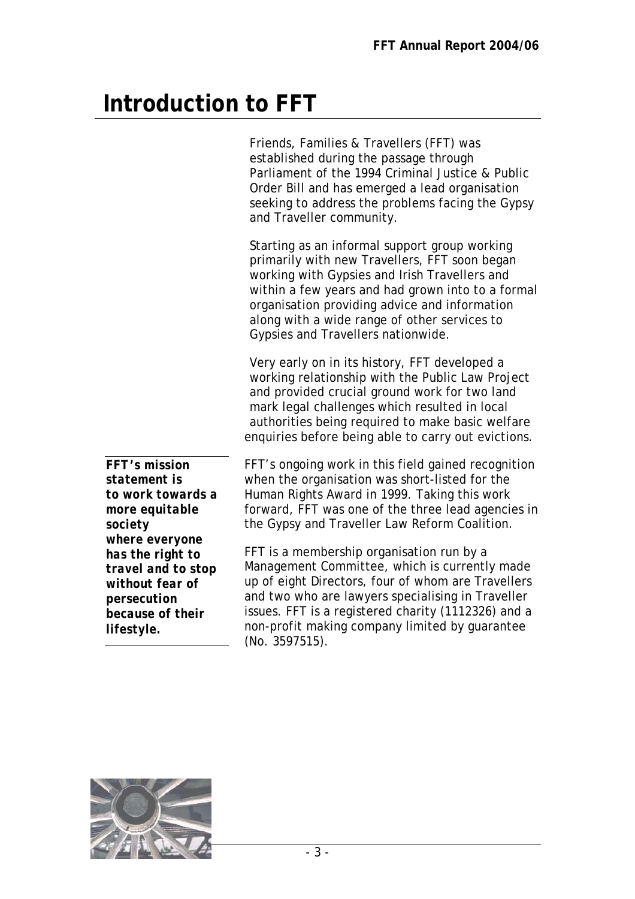# Introduction to FFT

Friends, Families & Travellers (FFT) was established during the passage through Parliament of the 1994 Criminal Justice & Public Order Bill and has emerged a lead organisation seeking to address the problems facing the Gypsy and Traveller community.

Starting as an informal support group working primarily with new Travellers, FFT soon began working with Gypsies and Irish Travellers and within a few years and had grown into to a formal organisation providing advice and information along with a wide range of other services to Gypsies and Travellers nationwide.

Very early on in its history, FFT developed a working relationship with the Public Law Project and provided crucial ground work for two land mark legal challenges which resulted in local authorities being required to make basic welfare enquiries before being able to carry out evictions.

***FFT's mission statement is to work towards a more equitable society where everyone has the right to travel and to stop without fear of persecution because of their lifestyle.***

FFT's ongoing work in this field gained recognition when the organisation was short-listed for the Human Rights Award in 1999. Taking this work forward, FFT was one of the three lead agencies in the Gypsy and Traveller Law Reform Coalition.

FFT is a membership organisation run by a Management Committee, which is currently made up of eight Directors, four of whom are Travellers and two who are lawyers specialising in Traveller issues. FFT is a registered charity (1112326) and a non-profit making company limited by guarantee (No. 3597515).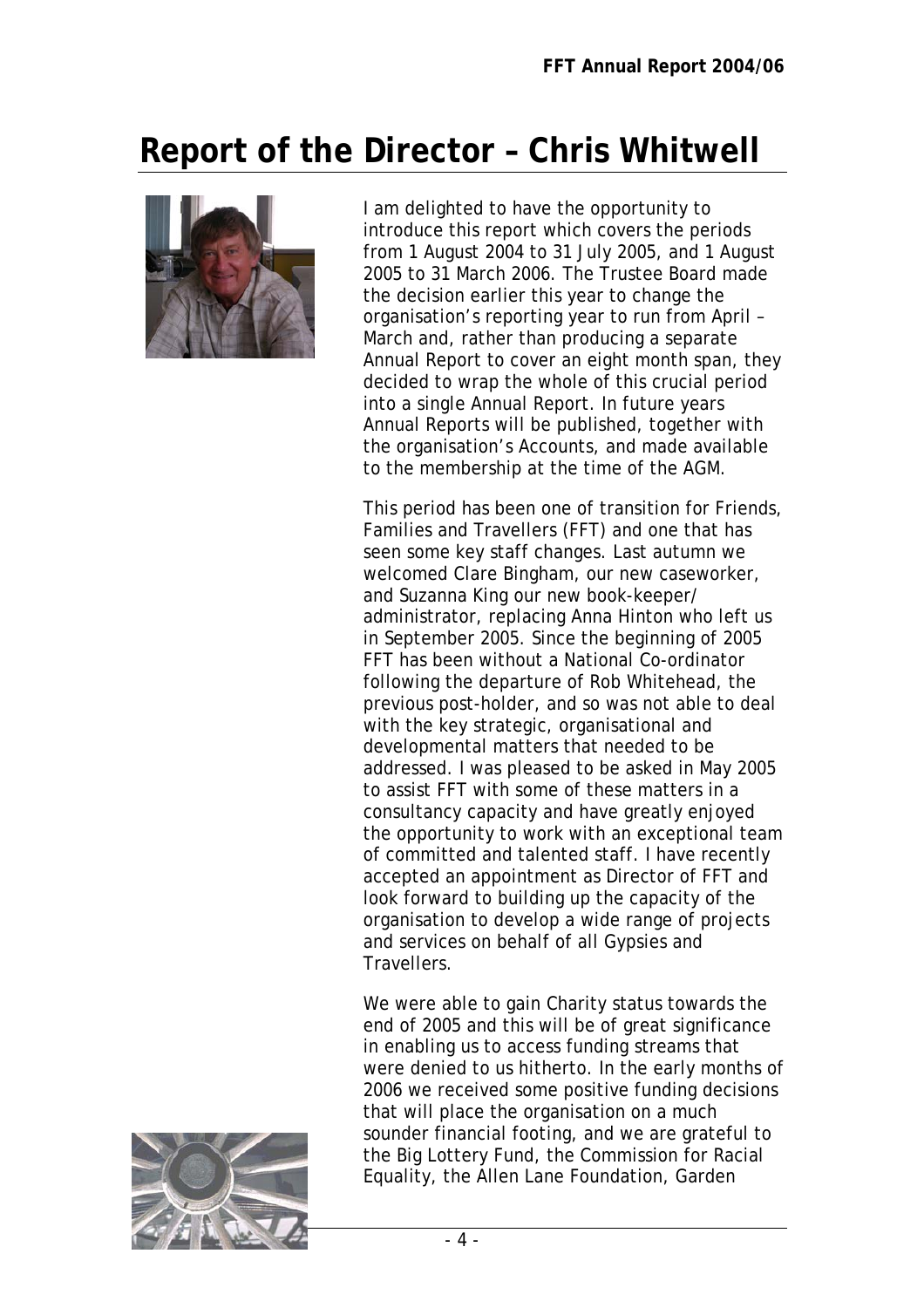# Report of the Director – Chris Whitwell

I am delighted to have the opportunity to introduce this report which covers the periods from 1 August 2004 to 31 July 2005, and 1 August 2005 to 31 March 2006. The Trustee Board made the decision earlier this year to change the organisation's reporting year to run from April – March and, rather than producing a separate Annual Report to cover an eight month span, they decided to wrap the whole of this crucial period into a single Annual Report. In future years Annual Reports will be published, together with the organisation's Accounts, and made available to the membership at the time of the AGM.

This period has been one of transition for Friends, Families and Travellers (FFT) and one that has seen some key staff changes. Last autumn we welcomed Clare Bingham, our new caseworker, and Suzanna King our new book-keeper/ administrator, replacing Anna Hinton who left us in September 2005. Since the beginning of 2005 FFT has been without a National Co-ordinator following the departure of Rob Whitehead, the previous post-holder, and so was not able to deal with the key strategic, organisational and developmental matters that needed to be addressed. I was pleased to be asked in May 2005 to assist FFT with some of these matters in a consultancy capacity and have greatly enjoyed the opportunity to work with an exceptional team of committed and talented staff. I have recently accepted an appointment as Director of FFT and look forward to building up the capacity of the organisation to develop a wide range of projects and services on behalf of all Gypsies and Travellers.

We were able to gain Charity status towards the end of 2005 and this will be of great significance in enabling us to access funding streams that were denied to us hitherto. In the early months of 2006 we received some positive funding decisions that will place the organisation on a much sounder financial footing, and we are grateful to the Big Lottery Fund, the Commission for Racial Equality, the Allen Lane Foundation, Garden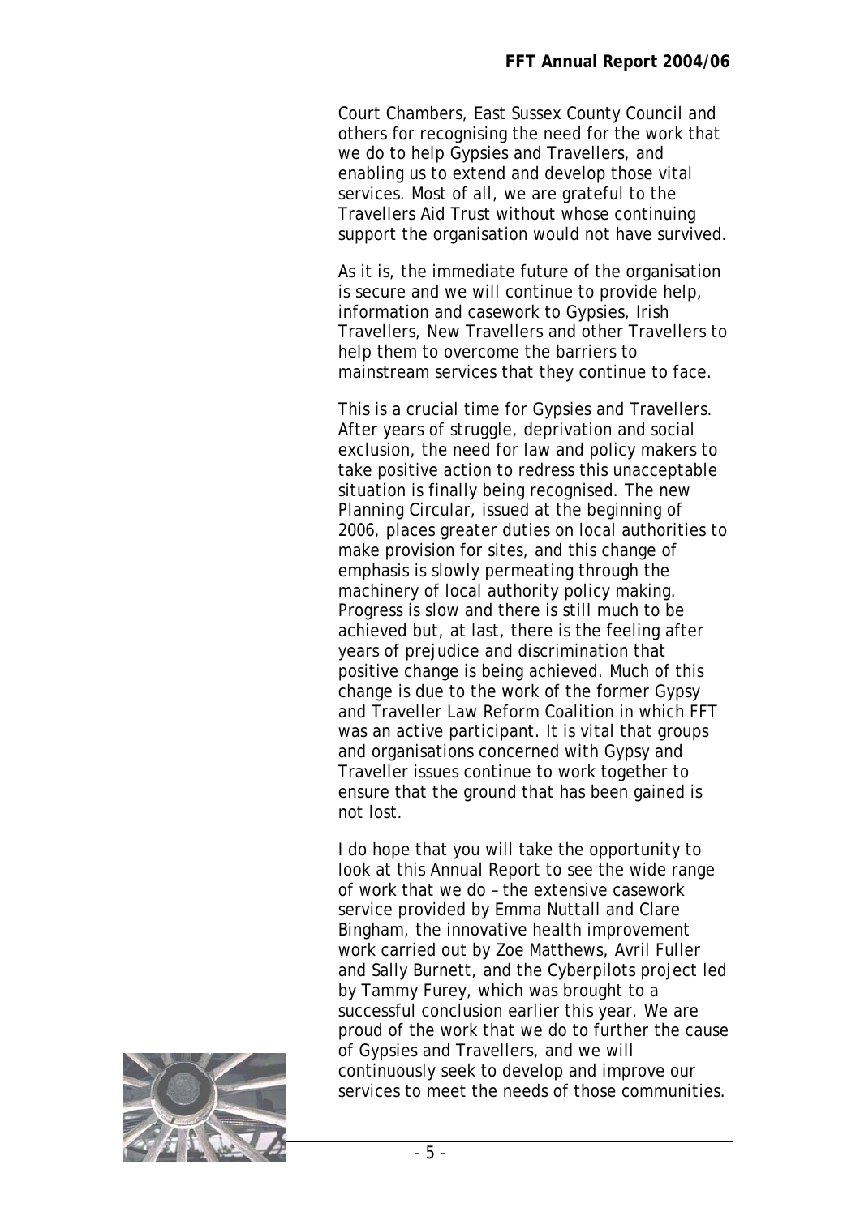Court Chambers, East Sussex County Council and others for recognising the need for the work that we do to help Gypsies and Travellers, and enabling us to extend and develop those vital services. Most of all, we are grateful to the Travellers Aid Trust without whose continuing support the organisation would not have survived.

As it is, the immediate future of the organisation is secure and we will continue to provide help, information and casework to Gypsies, Irish Travellers, New Travellers and other Travellers to help them to overcome the barriers to mainstream services that they continue to face.

This is a crucial time for Gypsies and Travellers. After years of struggle, deprivation and social exclusion, the need for law and policy makers to take positive action to redress this unacceptable situation is finally being recognised. The new Planning Circular, issued at the beginning of 2006, places greater duties on local authorities to make provision for sites, and this change of emphasis is slowly permeating through the machinery of local authority policy making. Progress is slow and there is still much to be achieved but, at last, there is the feeling after years of prejudice and discrimination that positive change is being achieved. Much of this change is due to the work of the former Gypsy and Traveller Law Reform Coalition in which FFT was an active participant. It is vital that groups and organisations concerned with Gypsy and Traveller issues continue to work together to ensure that the ground that has been gained is not lost.

I do hope that you will take the opportunity to look at this Annual Report to see the wide range of work that we do – the extensive casework service provided by Emma Nuttall and Clare Bingham, the innovative health improvement work carried out by Zoe Matthews, Avril Fuller and Sally Burnett, and the Cyberpilots project led by Tammy Furey, which was brought to a successful conclusion earlier this year. We are proud of the work that we do to further the cause of Gypsies and Travellers, and we will continuously seek to develop and improve our services to meet the needs of those communities.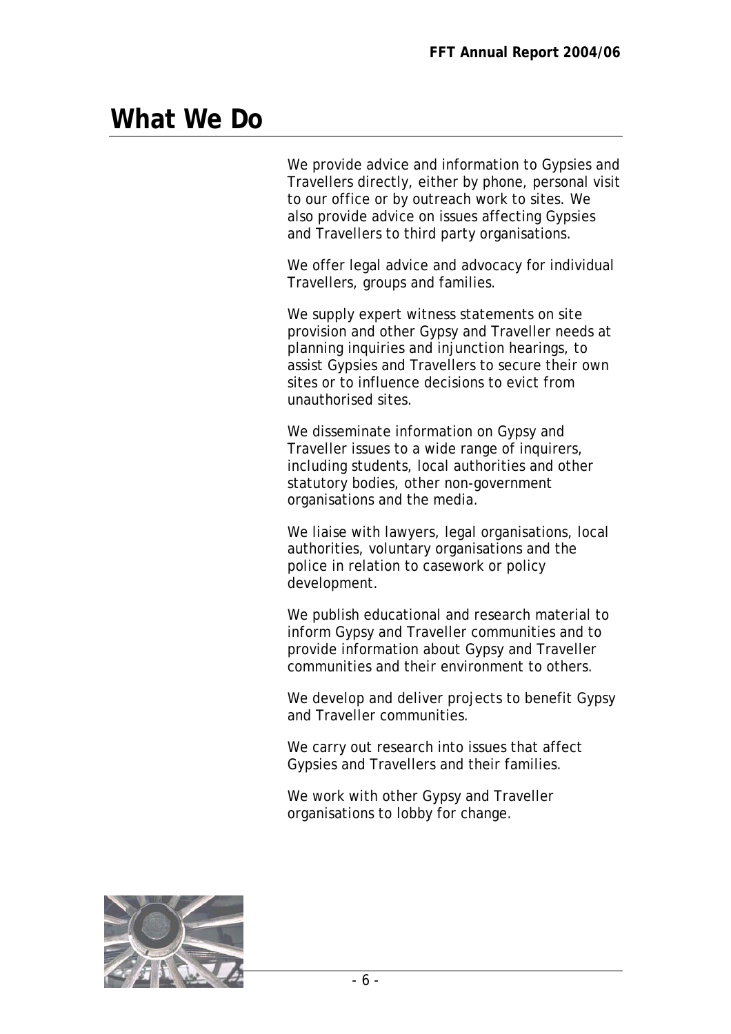# What We Do

We provide advice and information to Gypsies and Travellers directly, either by phone, personal visit to our office or by outreach work to sites. We also provide advice on issues affecting Gypsies and Travellers to third party organisations.

We offer legal advice and advocacy for individual Travellers, groups and families.

We supply expert witness statements on site provision and other Gypsy and Traveller needs at planning inquiries and injunction hearings, to assist Gypsies and Travellers to secure their own sites or to influence decisions to evict from unauthorised sites.

We disseminate information on Gypsy and Traveller issues to a wide range of inquirers, including students, local authorities and other statutory bodies, other non-government organisations and the media.

We liaise with lawyers, legal organisations, local authorities, voluntary organisations and the police in relation to casework or policy development.

We publish educational and research material to inform Gypsy and Traveller communities and to provide information about Gypsy and Traveller communities and their environment to others.

We develop and deliver projects to benefit Gypsy and Traveller communities.

We carry out research into issues that affect Gypsies and Travellers and their families.

We work with other Gypsy and Traveller organisations to lobby for change.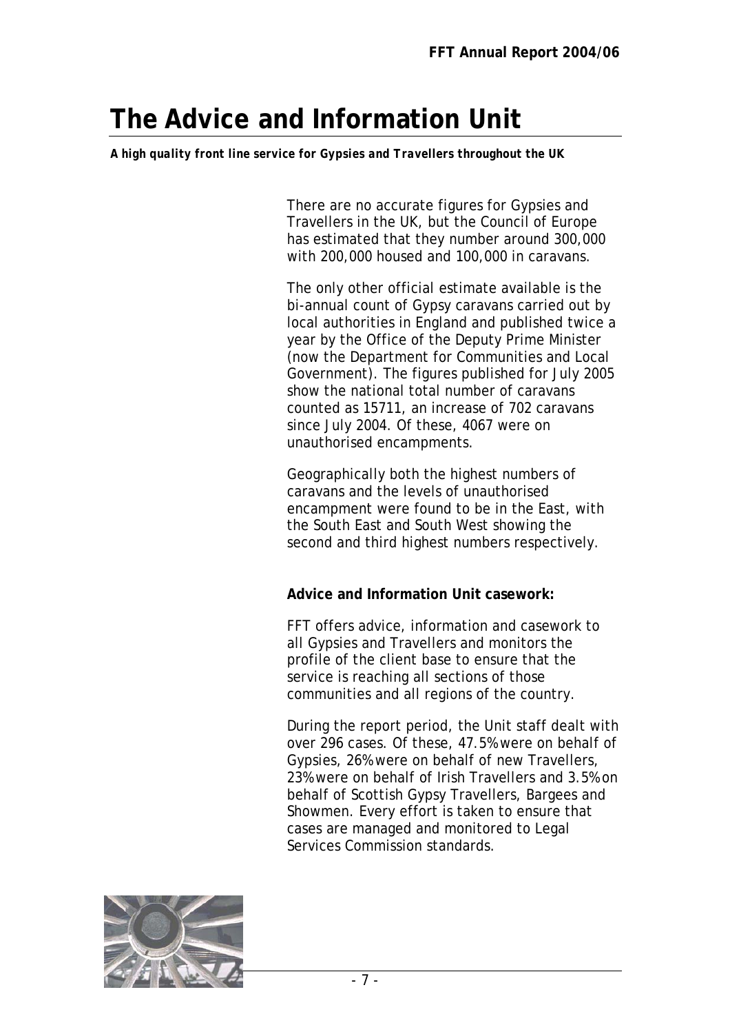# The Advice and Information Unit

***A high quality front line service for Gypsies and Travellers throughout the UK***

There are no accurate figures for Gypsies and Travellers in the UK, but the Council of Europe has estimated that they number around 300,000 with 200,000 housed and 100,000 in caravans.

The only other official estimate available is the bi-annual count of Gypsy caravans carried out by local authorities in England and published twice a year by the Office of the Deputy Prime Minister (now the Department for Communities and Local Government). The figures published for July 2005 show the national total number of caravans counted as 15711, an increase of 702 caravans since July 2004. Of these, 4067 were on unauthorised encampments.

Geographically both the highest numbers of caravans and the levels of unauthorised encampment were found to be in the East, with the South East and South West showing the second and third highest numbers respectively.

**Advice and Information Unit casework:**

FFT offers advice, information and casework to all Gypsies and Travellers and monitors the profile of the client base to ensure that the service is reaching all sections of those communities and all regions of the country.

During the report period, the Unit staff dealt with over 296 cases. Of these, 47.5% were on behalf of Gypsies, 26% were on behalf of new Travellers, 23% were on behalf of Irish Travellers and 3.5% on behalf of Scottish Gypsy Travellers, Bargees and Showmen. Every effort is taken to ensure that cases are managed and monitored to Legal Services Commission standards.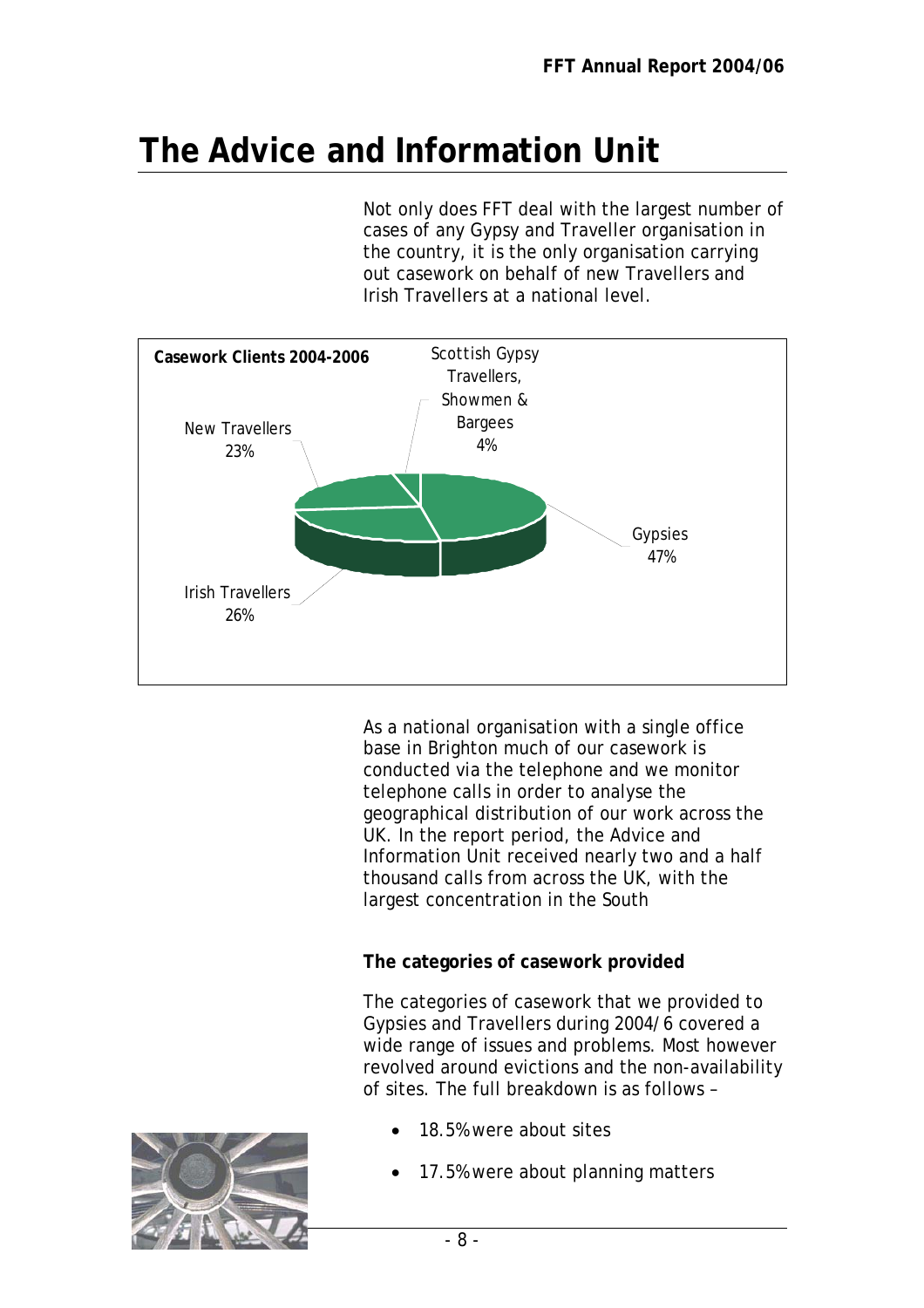# The Advice and Information Unit

Not only does FFT deal with the largest number of cases of any Gypsy and Traveller organisation in the country, it is the only organisation carrying out casework on behalf of new Travellers and Irish Travellers at a national level.

**Casework Clients 2004-2006**

| Client group | % |
|---|---|
| Gypsies | 47% |
| Irish Travellers | 26% |
| New Travellers | 23% |
| Scottish Gypsy Travellers, Showmen & Bargees | 4% |

As a national organisation with a single office base in Brighton much of our casework is conducted via the telephone and we monitor telephone calls in order to analyse the geographical distribution of our work across the UK. In the report period, the Advice and Information Unit received nearly two and a half thousand calls from across the UK, with the largest concentration in the South

**The categories of casework provided**

The categories of casework that we provided to Gypsies and Travellers during 2004/6 covered a wide range of issues and problems. Most however revolved around evictions and the non-availability of sites. The full breakdown is as follows –

- 18.5% were about sites
- 17.5% were about planning matters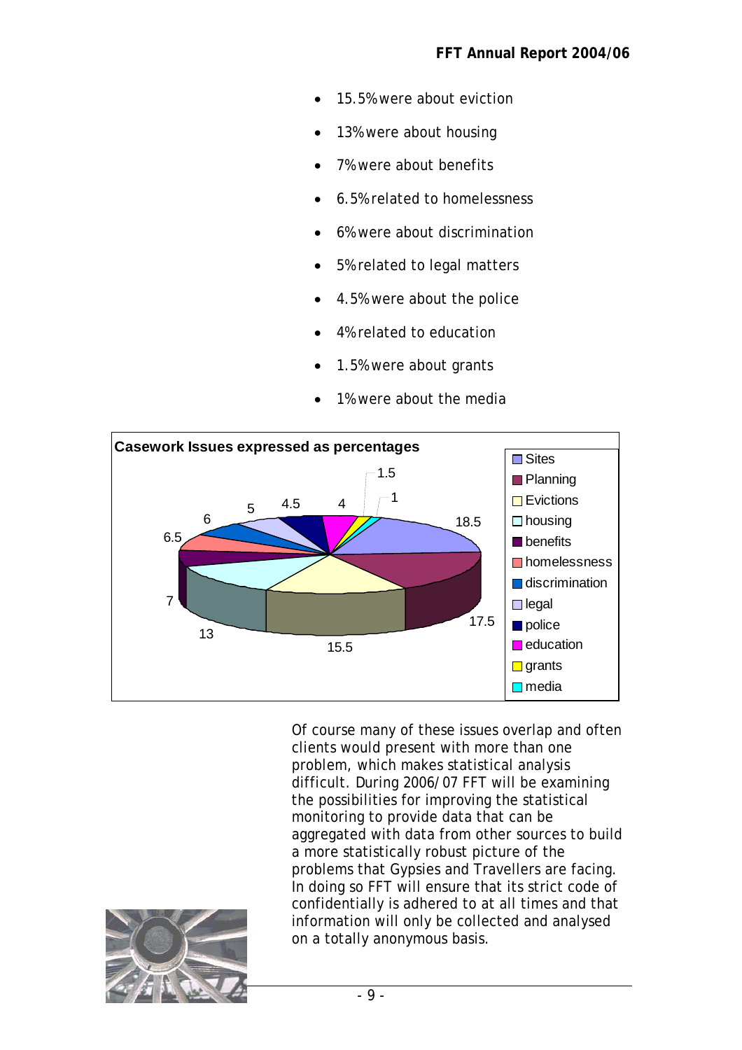- 15.5% were about eviction
- 13% were about housing
- 7% were about benefits
- 6.5% related to homelessness
- 6% were about discrimination
- 5% related to legal matters
- 4.5% were about the police
- 4% related to education
- 1.5% were about grants
- 1% were about the media

**Casework Issues expressed as percentages**

| Issue | Percentage |
|---|---|
| Sites | 18.5 |
| Planning | 17.5 |
| Evictions | 15.5 |
| housing | 13 |
| benefits | 7 |
| homelessness | 6.5 |
| discrimination | 6 |
| legal | 5 |
| police | 4.5 |
| education | 4 |
| grants | 1.5 |
| media | 1 |

Of course many of these issues overlap and often clients would present with more than one problem, which makes statistical analysis difficult. During 2006/07 FFT will be examining the possibilities for improving the statistical monitoring to provide data that can be aggregated with data from other sources to build a more statistically robust picture of the problems that Gypsies and Travellers are facing. In doing so FFT will ensure that its strict code of confidentially is adhered to at all times and that information will only be collected and analysed on a totally anonymous basis.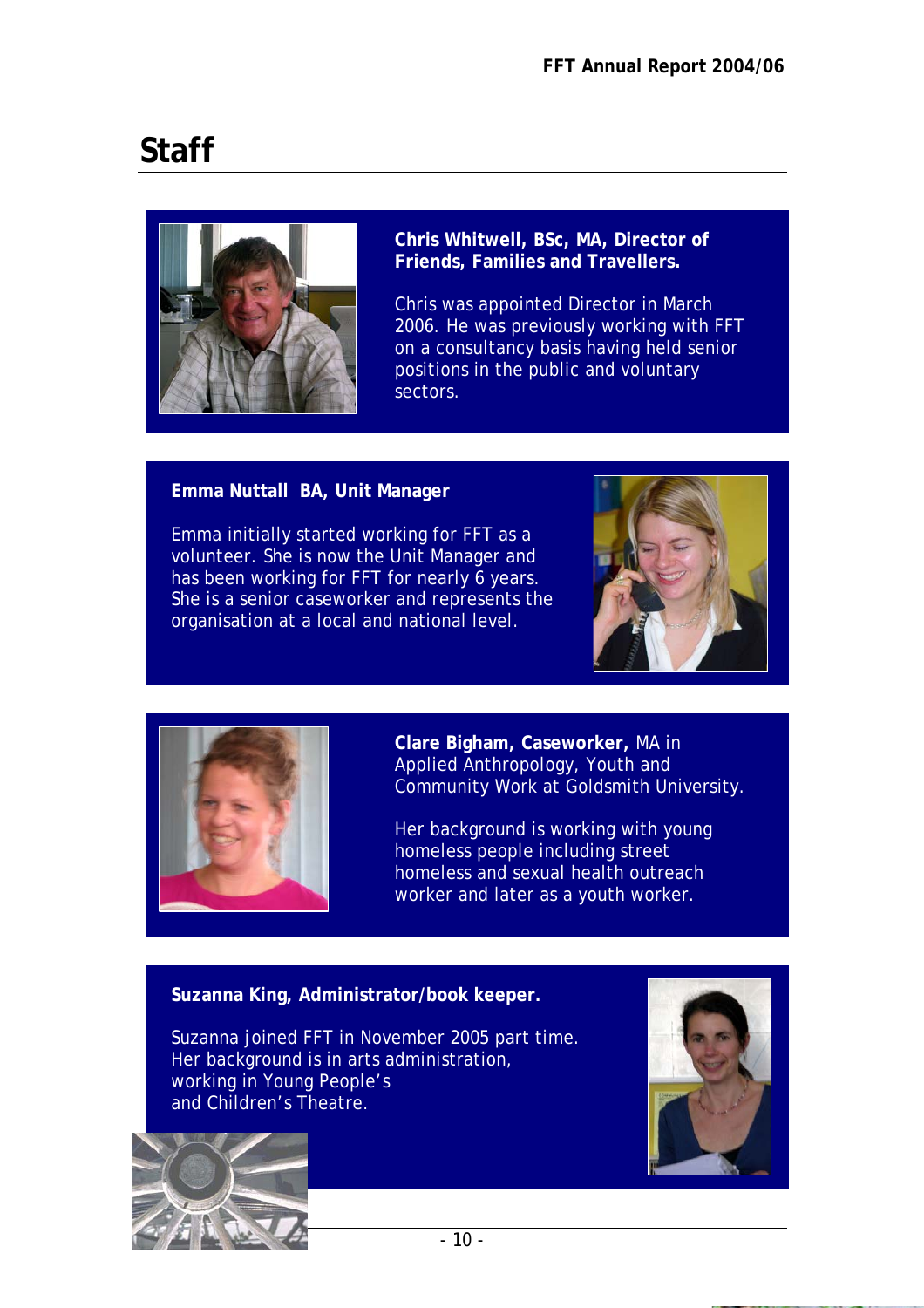# Staff

**Chris Whitwell, BSc, MA, Director of Friends, Families and Travellers.**

Chris was appointed Director in March 2006. He was previously working with FFT on a consultancy basis having held senior positions in the public and voluntary sectors.

**Emma Nuttall BA, Unit Manager**

Emma initially started working for FFT as a volunteer. She is now the Unit Manager and has been working for FFT for nearly 6 years. She is a senior caseworker and represents the organisation at a local and national level.

**Clare Bigham, Caseworker,** MA in Applied Anthropology, Youth and Community Work at Goldsmith University.

Her background is working with young homeless people including street homeless and sexual health outreach worker and later as a youth worker.

**Suzanna King, Administrator/book keeper.**

Suzanna joined FFT in November 2005 part time. Her background is in arts administration, working in Young People's and Children's Theatre.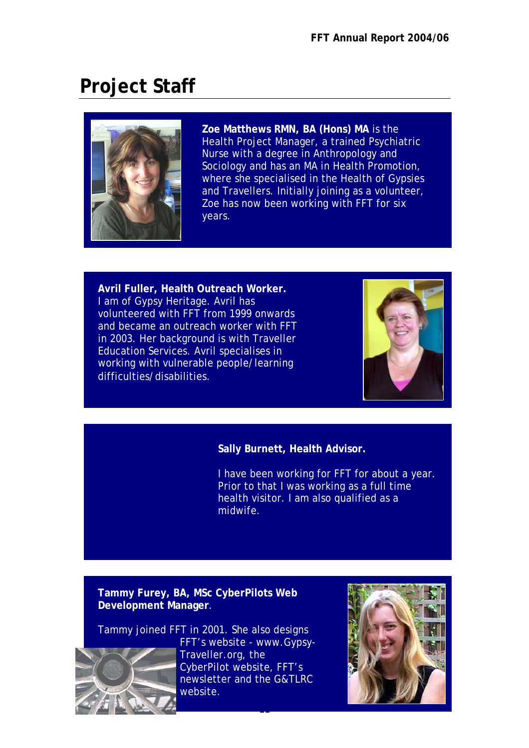# Project Staff

**Zoe Matthews RMN, BA (Hons) MA** is the Health Project Manager, a trained Psychiatric Nurse with a degree in Anthropology and Sociology and has an MA in Health Promotion, where she specialised in the Health of Gypsies and Travellers. Initially joining as a volunteer, Zoe has now been working with FFT for six years.

**Avril Fuller, Health Outreach Worker.** I am of Gypsy Heritage. Avril has volunteered with FFT from 1999 onwards and became an outreach worker with FFT in 2003. Her background is with Traveller Education Services. Avril specialises in working with vulnerable people/learning difficulties/disabilities.

**Sally Burnett, Health Advisor.**

I have been working for FFT for about a year. Prior to that I was working as a full time health visitor. I am also qualified as a midwife.

**Tammy Furey, BA, MSc CyberPilots Web Development Manager**.

Tammy joined FFT in 2001. She also designs FFT's website - www.Gypsy-Traveller.org, the CyberPilot website, FFT's newsletter and the G&TLRC website.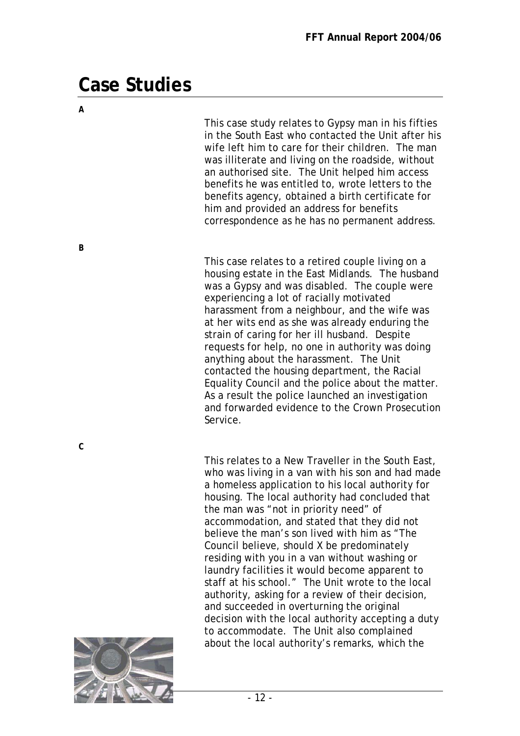# Case Studies

**A**

This case study relates to Gypsy man in his fifties in the South East who contacted the Unit after his wife left him to care for their children. The man was illiterate and living on the roadside, without an authorised site. The Unit helped him access benefits he was entitled to, wrote letters to the benefits agency, obtained a birth certificate for him and provided an address for benefits correspondence as he has no permanent address.

**B**

This case relates to a retired couple living on a housing estate in the East Midlands. The husband was a Gypsy and was disabled. The couple were experiencing a lot of racially motivated harassment from a neighbour, and the wife was at her wits end as she was already enduring the strain of caring for her ill husband. Despite requests for help, no one in authority was doing anything about the harassment. The Unit contacted the housing department, the Racial Equality Council and the police about the matter. As a result the police launched an investigation and forwarded evidence to the Crown Prosecution Service.

**C**

This relates to a New Traveller in the South East, who was living in a van with his son and had made a homeless application to his local authority for housing. The local authority had concluded that the man was "not in priority need" of accommodation, and stated that they did not believe the man's son lived with him as "The Council believe, should X be predominately residing with you in a van without washing or laundry facilities it would become apparent to staff at his school." The Unit wrote to the local authority, asking for a review of their decision, and succeeded in overturning the original decision with the local authority accepting a duty to accommodate. The Unit also complained about the local authority's remarks, which the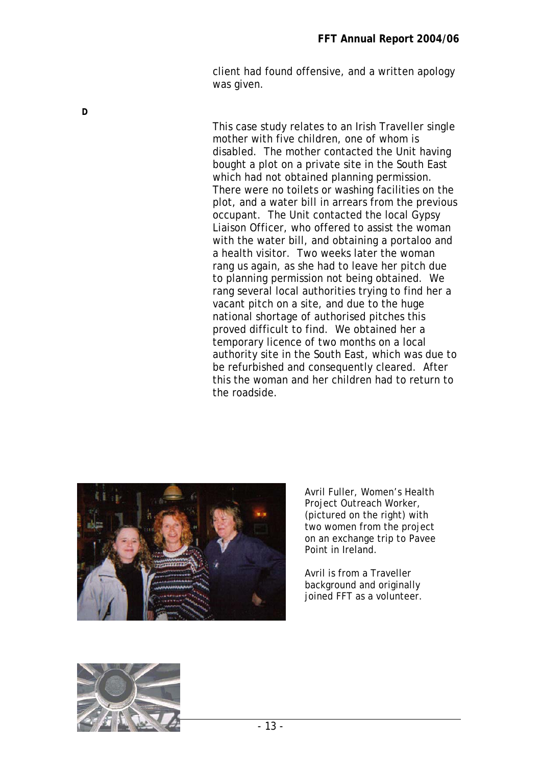client had found offensive, and a written apology was given.

**D**

This case study relates to an Irish Traveller single mother with five children, one of whom is disabled. The mother contacted the Unit having bought a plot on a private site in the South East which had not obtained planning permission. There were no toilets or washing facilities on the plot, and a water bill in arrears from the previous occupant. The Unit contacted the local Gypsy Liaison Officer, who offered to assist the woman with the water bill, and obtaining a portaloo and a health visitor. Two weeks later the woman rang us again, as she had to leave her pitch due to planning permission not being obtained. We rang several local authorities trying to find her a vacant pitch on a site, and due to the huge national shortage of authorised pitches this proved difficult to find. We obtained her a temporary licence of two months on a local authority site in the South East, which was due to be refurbished and consequently cleared. After this the woman and her children had to return to the roadside.

Avril Fuller, Women's Health Project Outreach Worker, (pictured on the right) with two women from the project on an exchange trip to Pavee Point in Ireland.

Avril is from a Traveller background and originally joined FFT as a volunteer.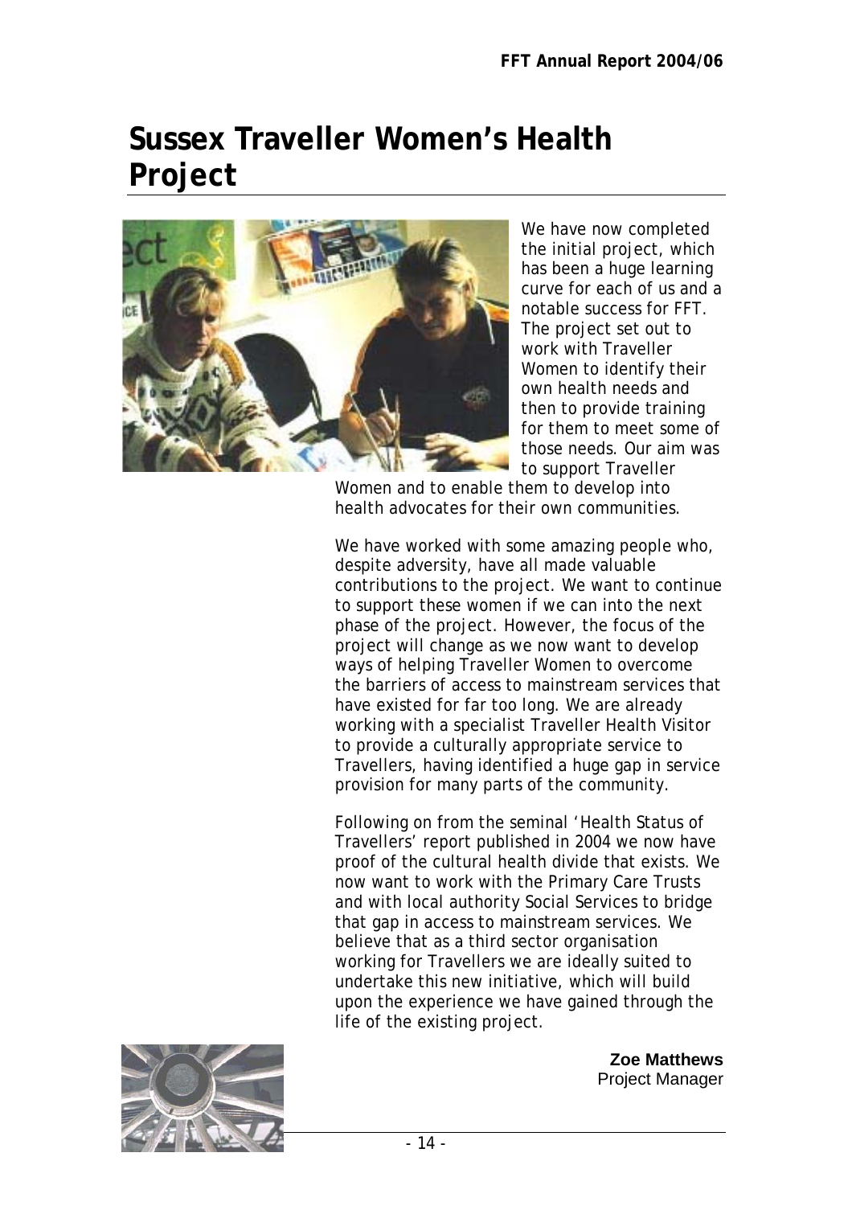# Sussex Traveller Women's Health Project

We have now completed the initial project, which has been a huge learning curve for each of us and a notable success for FFT. The project set out to work with Traveller Women to identify their own health needs and then to provide training for them to meet some of those needs. Our aim was to support Traveller Women and to enable them to develop into health advocates for their own communities.

We have worked with some amazing people who, despite adversity, have all made valuable contributions to the project. We want to continue to support these women if we can into the next phase of the project. However, the focus of the project will change as we now want to develop ways of helping Traveller Women to overcome the barriers of access to mainstream services that have existed for far too long. We are already working with a specialist Traveller Health Visitor to provide a culturally appropriate service to Travellers, having identified a huge gap in service provision for many parts of the community.

Following on from the seminal 'Health Status of Travellers' report published in 2004 we now have proof of the cultural health divide that exists. We now want to work with the Primary Care Trusts and with local authority Social Services to bridge that gap in access to mainstream services. We believe that as a third sector organisation working for Travellers we are ideally suited to undertake this new initiative, which will build upon the experience we have gained through the life of the existing project.

**Zoe Matthews**
Project Manager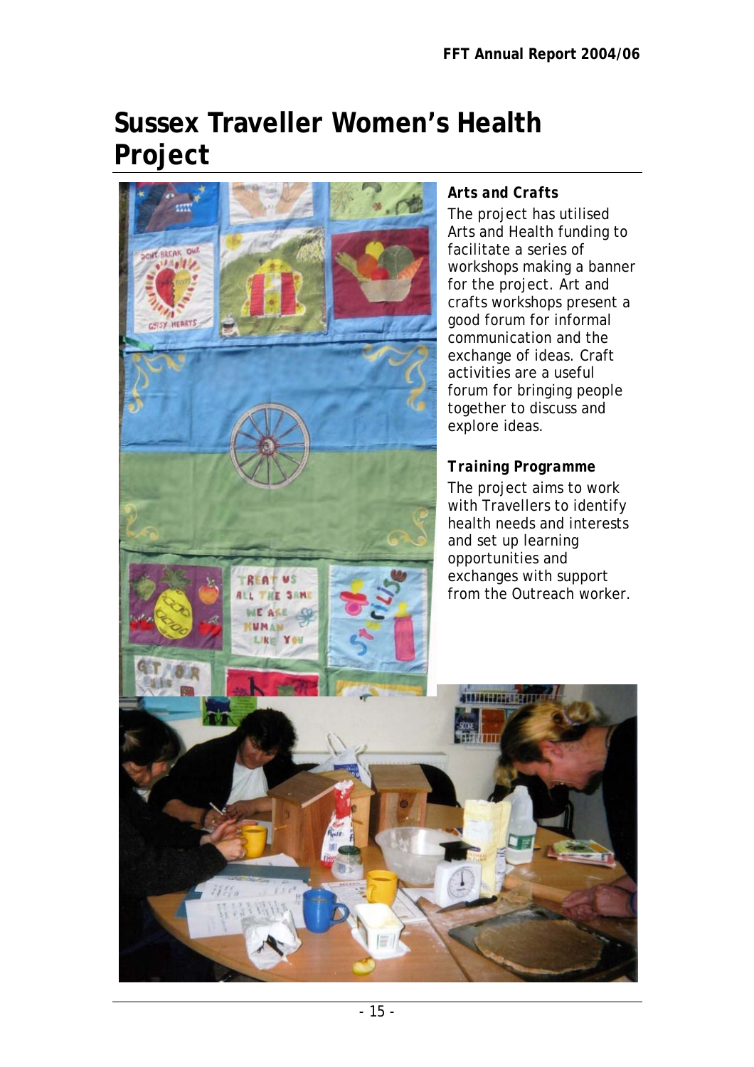# Sussex Traveller Women's Health Project

***Arts and Crafts***

The project has utilised Arts and Health funding to facilitate a series of workshops making a banner for the project. Art and crafts workshops present a good forum for informal communication and the exchange of ideas. Craft activities are a useful forum for bringing people together to discuss and explore ideas.

***Training Programme***

The project aims to work with Travellers to identify health needs and interests and set up learning opportunities and exchanges with support from the Outreach worker.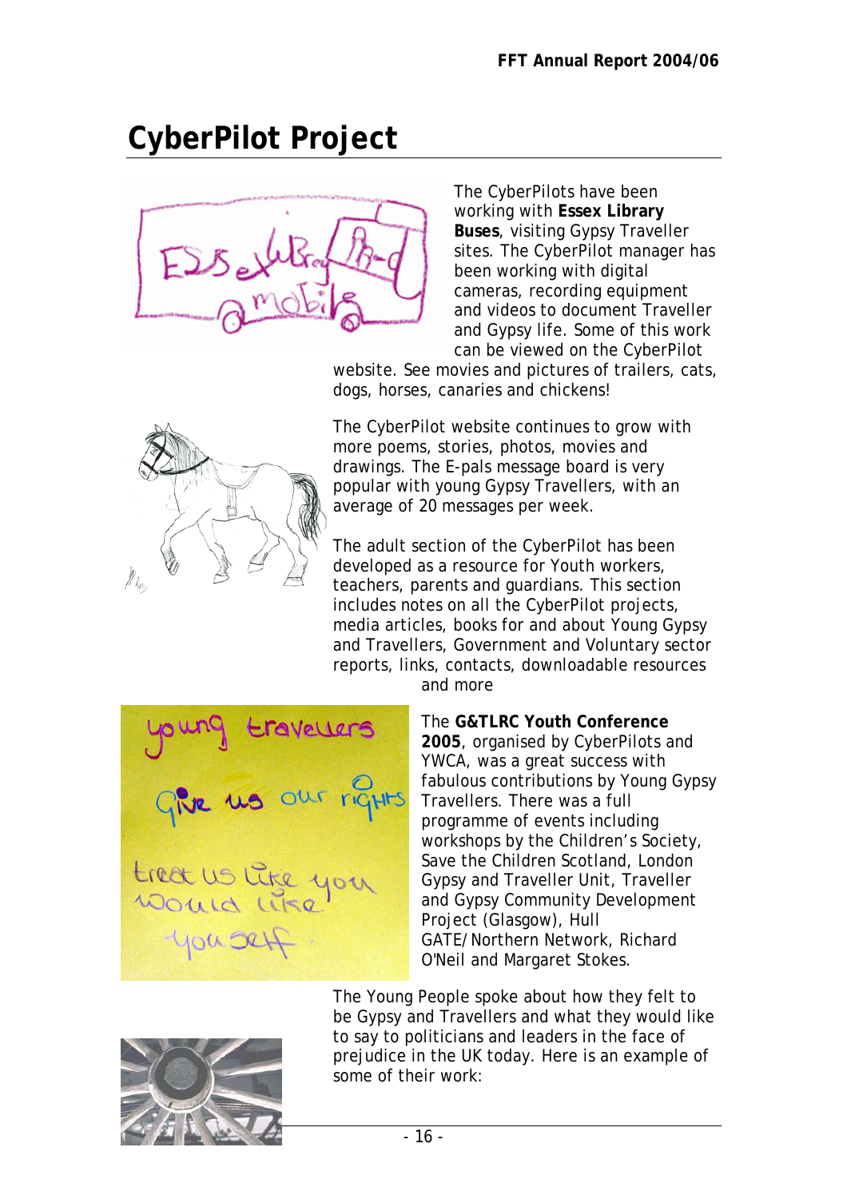# CyberPilot Project

The CyberPilots have been working with **Essex Library Buses**, visiting Gypsy Traveller sites. The CyberPilot manager has been working with digital cameras, recording equipment and videos to document Traveller and Gypsy life. Some of this work can be viewed on the CyberPilot website. See movies and pictures of trailers, cats, dogs, horses, canaries and chickens!

The CyberPilot website continues to grow with more poems, stories, photos, movies and drawings. The E-pals message board is very popular with young Gypsy Travellers, with an average of 20 messages per week.

The adult section of the CyberPilot has been developed as a resource for Youth workers, teachers, parents and guardians. This section includes notes on all the CyberPilot projects, media articles, books for and about Young Gypsy and Travellers, Government and Voluntary sector reports, links, contacts, downloadable resources and more

The **G&TLRC Youth Conference 2005**, organised by CyberPilots and YWCA, was a great success with fabulous contributions by Young Gypsy Travellers. There was a full programme of events including workshops by the Children's Society, Save the Children Scotland, London Gypsy and Traveller Unit, Traveller and Gypsy Community Development Project (Glasgow), Hull GATE/Northern Network, Richard O'Neil and Margaret Stokes.

The Young People spoke about how they felt to be Gypsy and Travellers and what they would like to say to politicians and leaders in the face of prejudice in the UK today. Here is an example of some of their work: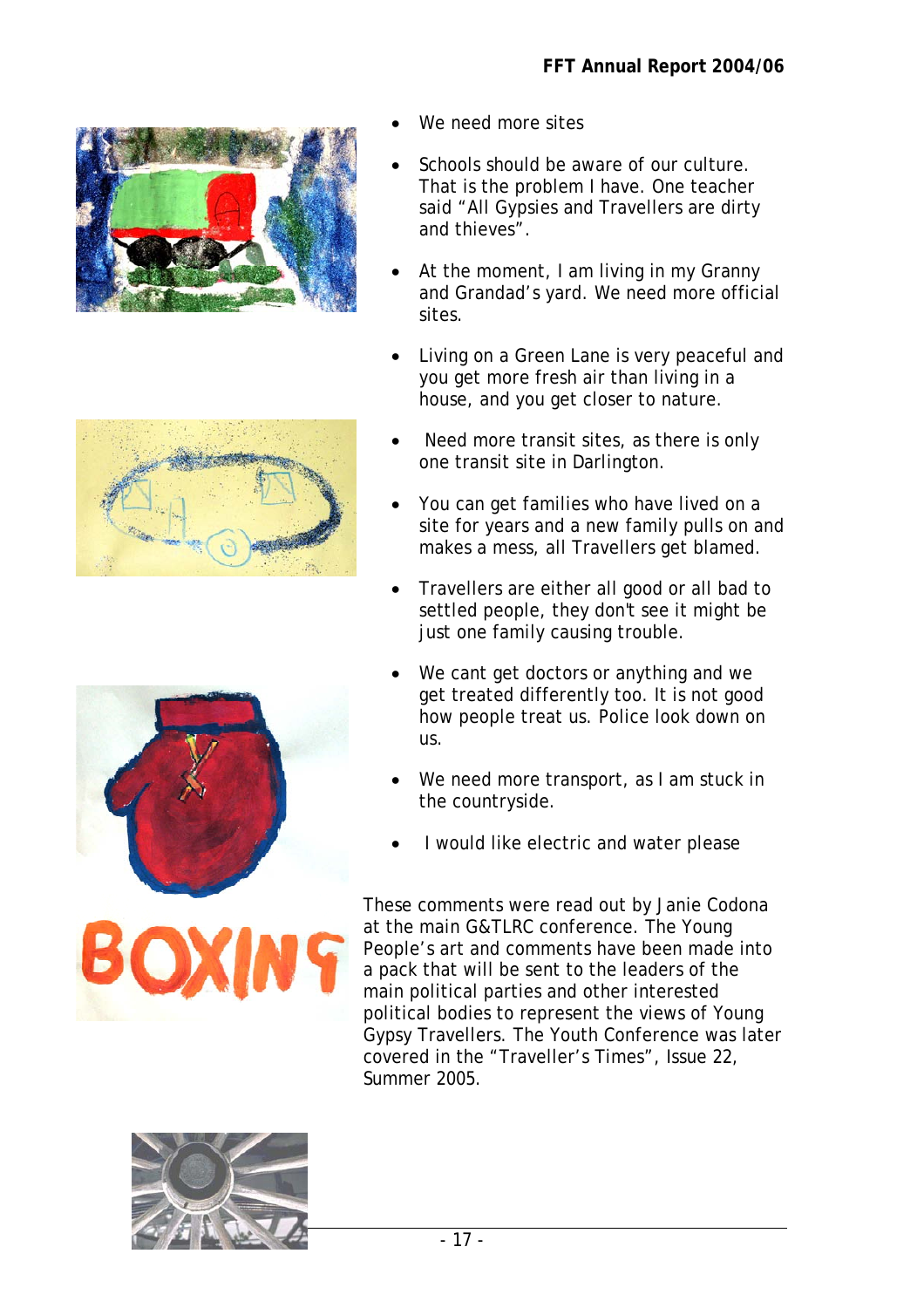- We need more sites
- Schools should be aware of our culture. That is the problem I have. One teacher said "All Gypsies and Travellers are dirty and thieves".
- At the moment, I am living in my Granny and Grandad's yard. We need more official sites.
- Living on a Green Lane is very peaceful and you get more fresh air than living in a house, and you get closer to nature.
- Need more transit sites, as there is only one transit site in Darlington.
- You can get families who have lived on a site for years and a new family pulls on and makes a mess, all Travellers get blamed.
- Travellers are either all good or all bad to settled people, they don't see it might be just one family causing trouble.
- We cant get doctors or anything and we get treated differently too. It is not good how people treat us. Police look down on us.
- We need more transport, as I am stuck in the countryside.
- I would like electric and water please

These comments were read out by Janie Codona at the main G&TLRC conference. The Young People's art and comments have been made into a pack that will be sent to the leaders of the main political parties and other interested political bodies to represent the views of Young Gypsy Travellers. The Youth Conference was later covered in the "Traveller's Times", Issue 22, Summer 2005.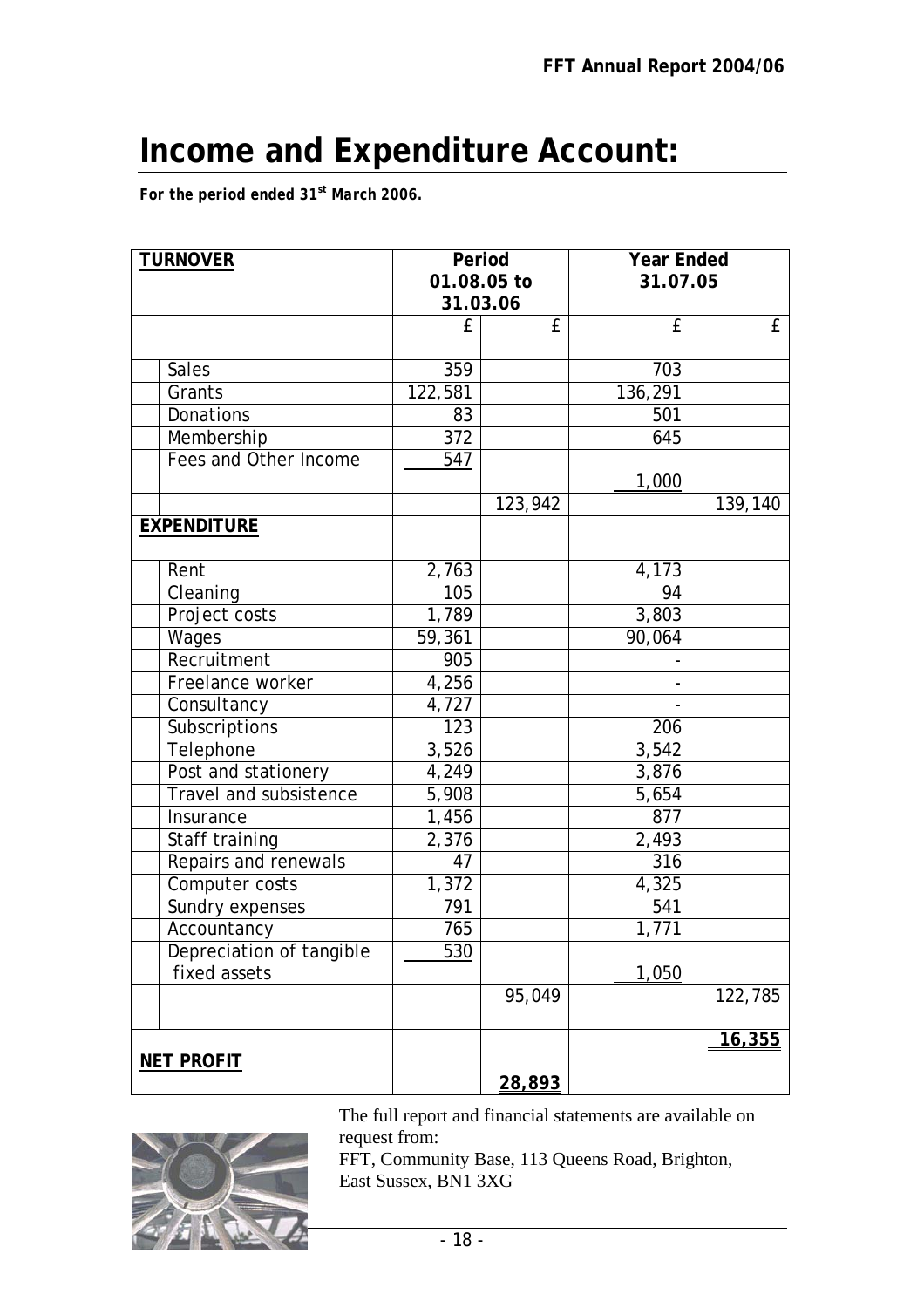# Income and Expenditure Account:

***For the period ended 31st March 2006.***

| TURNOVER | Period 01.08.05 to 31.03.06 | | Year Ended 31.07.05 | |
|---|---|---|---|---|
| | £ | £ | £ | £ |
| Sales | 359 | | 703 | |
| Grants | 122,581 | | 136,291 | |
| Donations | 83 | | 501 | |
| Membership | 372 | | 645 | |
| Fees and Other Income | 547 | | 1,000 | |
| | | 123,942 | | 139,140 |
| **EXPENDITURE** | | | | |
| Rent | 2,763 | | 4,173 | |
| Cleaning | 105 | | 94 | |
| Project costs | 1,789 | | 3,803 | |
| Wages | 59,361 | | 90,064 | |
| Recruitment | 905 | | - | |
| Freelance worker | 4,256 | | - | |
| Consultancy | 4,727 | | - | |
| Subscriptions | 123 | | 206 | |
| Telephone | 3,526 | | 3,542 | |
| Post and stationery | 4,249 | | 3,876 | |
| Travel and subsistence | 5,908 | | 5,654 | |
| Insurance | 1,456 | | 877 | |
| Staff training | 2,376 | | 2,493 | |
| Repairs and renewals | 47 | | 316 | |
| Computer costs | 1,372 | | 4,325 | |
| Sundry expenses | 791 | | 541 | |
| Accountancy | 765 | | 1,771 | |
| Depreciation of tangible fixed assets | 530 | | 1,050 | |
| | | 95,049 | | 122,785 |
| **NET PROFIT** | | **28,893** | | **16,355** |

The full report and financial statements are available on request from:
FFT, Community Base, 113 Queens Road, Brighton, East Sussex, BN1 3XG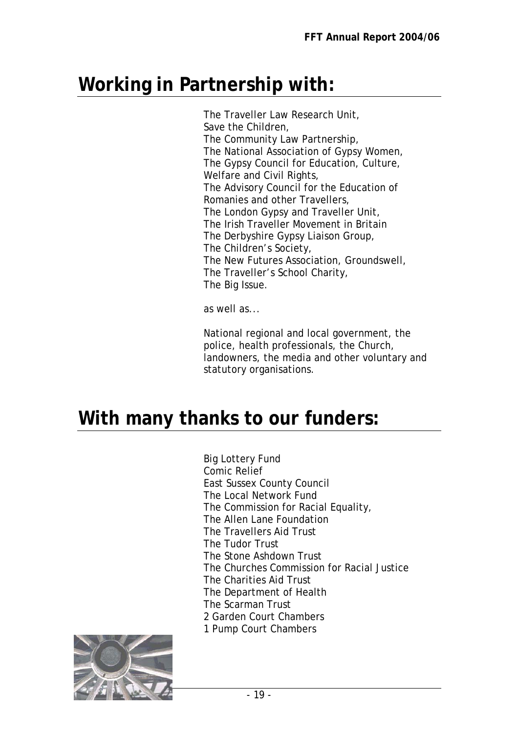# Working in Partnership with:

The Traveller Law Research Unit,
Save the Children,
The Community Law Partnership,
The National Association of Gypsy Women,
The Gypsy Council for Education, Culture, Welfare and Civil Rights,
The Advisory Council for the Education of Romanies and other Travellers,
The London Gypsy and Traveller Unit,
The Irish Traveller Movement in Britain
The Derbyshire Gypsy Liaison Group,
The Children's Society,
The New Futures Association, Groundswell,
The Traveller's School Charity,
The Big Issue.

as well as...

National regional and local government, the police, health professionals, the Church, landowners, the media and other voluntary and statutory organisations.

# With many thanks to our funders:

Big Lottery Fund
Comic Relief
East Sussex County Council
The Local Network Fund
The Commission for Racial Equality,
The Allen Lane Foundation
The Travellers Aid Trust
The Tudor Trust
The Stone Ashdown Trust
The Churches Commission for Racial Justice
The Charities Aid Trust
The Department of Health
The Scarman Trust
2 Garden Court Chambers
1 Pump Court Chambers